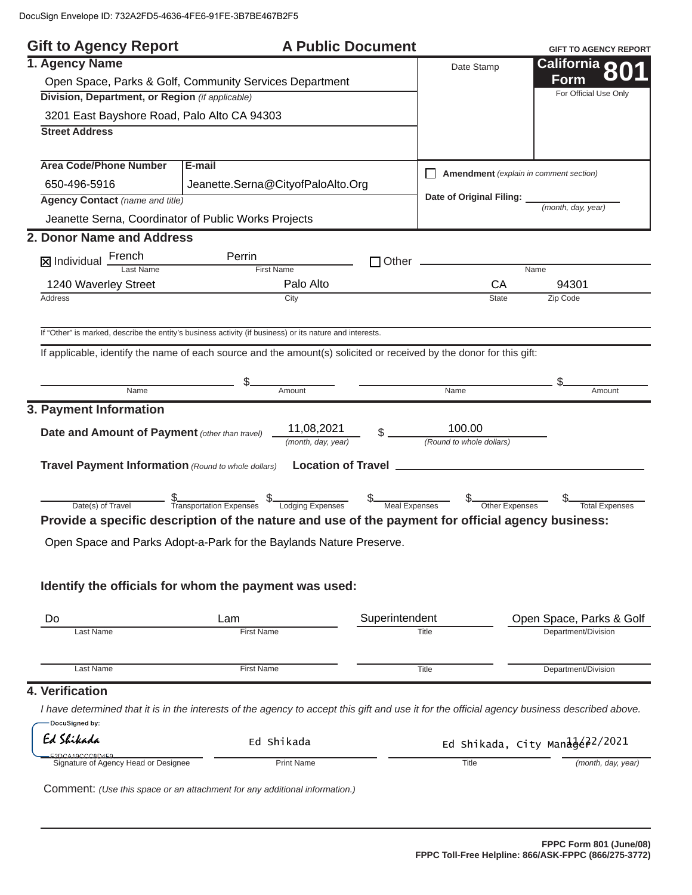DocuSign Envelope ID: 732A2FD5-4636-4FE6-91FE-3B7BE467B2F5

# Gift to Agency Report — A Public Document

**GIFT TO AGENCY REPORT**

**California Form 801**

For Official Use Only

Date Stamp

## 1. Agency Name

Open Space, Parks & Golf, Community Services Department

**Division, Department, or Region** *(if applicable)*

3201 East Bayshore Road, Palo Alto CA 94303

**Street Address**

| Area Code/Phone Number | E-mail |
|---|---|
| 650-496-5916 | Jeanette.Serna@CityofPaloAlto.Org |

**Agency Contact** *(name and title)*

Jeanette Serna, Coordinator of Public Works Projects

☐ **Amendment** *(explain in comment section)*

**Date of Original Filing:** ______ *(month, day, year)*

## 2. Donor Name and Address

☒ Individual

| Last Name | First Name |
|---|---|
| French | Perrin |

☐ Other ______ Name

| Address | City | State | Zip Code |
|---|---|---|---|
| 1240 Waverley Street | Palo Alto | CA | 94301 |

If "Other" is marked, describe the entity's business activity (if business) or its nature and interests.

If applicable, identify the name of each source and the amount(s) solicited or received by the donor for this gift:

| Name | Amount | Name | Amount |
|---|---|---|---|
| | $ | | $ |

## 3. Payment Information

**Date and Amount of Payment** *(other than travel)* 11,08,2021 *(month, day, year)* $ 100.00 *(Round to whole dollars)*

**Travel Payment Information** *(Round to whole dollars)* **Location of Travel** ______

| Date(s) of Travel | Transportation Expenses | Lodging Expenses | Meal Expenses | Other Expenses | Total Expenses |
|---|---|---|---|---|---|
| | $ | $ | $ | $ | $ |

**Provide a specific description of the nature and use of the payment for official agency business:**

Open Space and Parks Adopt-a-Park for the Baylands Nature Preserve.

**Identify the officials for whom the payment was used:**

| Last Name | First Name | Title | Department/Division |
|---|---|---|---|
| Do | Lam | Superintendent | Open Space, Parks & Golf |
| | | | |

## 4. Verification

*I have determined that it is in the interests of the agency to accept this gift and use it for the official agency business described above.*

| Signature of Agency Head or Designee | Print Name | Title | (month, day, year) |
|---|---|---|---|
| DocuSigned by: Ed Shikada | Ed Shikada | Ed Shikada, City Manager | 11/22/2021 |

Comment: *(Use this space or an attachment for any additional information.)*

FPPC Form 801 (June/08)
FPPC Toll-Free Helpline: 866/ASK-FPPC (866/275-3772)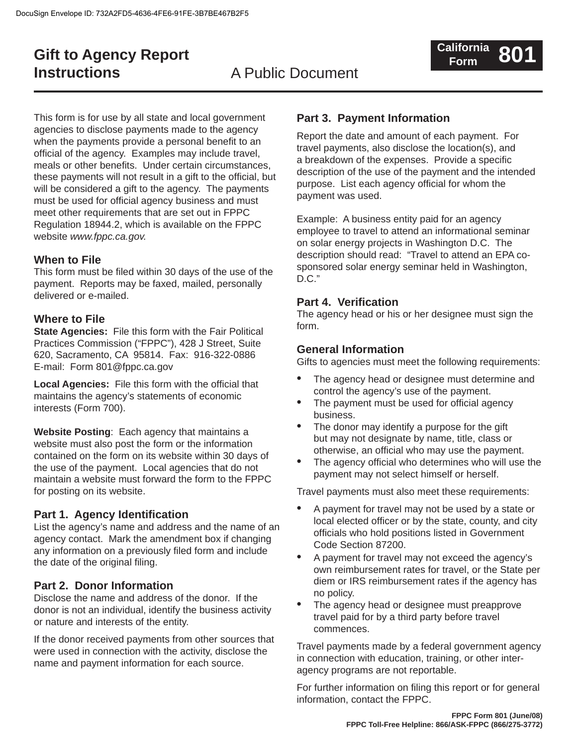# Gift to Agency Report Instructions

A Public Document

**California Form 801**

This form is for use by all state and local government agencies to disclose payments made to the agency when the payments provide a personal benefit to an official of the agency. Examples may include travel, meals or other benefits. Under certain circumstances, these payments will not result in a gift to the official, but will be considered a gift to the agency. The payments must be used for official agency business and must meet other requirements that are set out in FPPC Regulation 18944.2, which is available on the FPPC website *www.fppc.ca.gov.*

## When to File

This form must be filed within 30 days of the use of the payment. Reports may be faxed, mailed, personally delivered or e-mailed.

## Where to File

**State Agencies:** File this form with the Fair Political Practices Commission ("FPPC"), 428 J Street, Suite 620, Sacramento, CA 95814. Fax: 916-322-0886
E-mail: Form 801@fppc.ca.gov

**Local Agencies:** File this form with the official that maintains the agency's statements of economic interests (Form 700).

**Website Posting**: Each agency that maintains a website must also post the form or the information contained on the form on its website within 30 days of the use of the payment. Local agencies that do not maintain a website must forward the form to the FPPC for posting on its website.

## Part 1. Agency Identification

List the agency's name and address and the name of an agency contact. Mark the amendment box if changing any information on a previously filed form and include the date of the original filing.

## Part 2. Donor Information

Disclose the name and address of the donor. If the donor is not an individual, identify the business activity or nature and interests of the entity.

If the donor received payments from other sources that were used in connection with the activity, disclose the name and payment information for each source.

## Part 3. Payment Information

Report the date and amount of each payment. For travel payments, also disclose the location(s), and a breakdown of the expenses. Provide a specific description of the use of the payment and the intended purpose. List each agency official for whom the payment was used.

Example: A business entity paid for an agency employee to travel to attend an informational seminar on solar energy projects in Washington D.C. The description should read: "Travel to attend an EPA co-sponsored solar energy seminar held in Washington, D.C."

## Part 4. Verification

The agency head or his or her designee must sign the form.

## General Information

Gifts to agencies must meet the following requirements:

- The agency head or designee must determine and control the agency's use of the payment.
- The payment must be used for official agency business.
- The donor may identify a purpose for the gift but may not designate by name, title, class or otherwise, an official who may use the payment.
- The agency official who determines who will use the payment may not select himself or herself.

Travel payments must also meet these requirements:

- A payment for travel may not be used by a state or local elected officer or by the state, county, and city officials who hold positions listed in Government Code Section 87200.
- A payment for travel may not exceed the agency's own reimbursement rates for travel, or the State per diem or IRS reimbursement rates if the agency has no policy.
- The agency head or designee must preapprove travel paid for by a third party before travel commences.

Travel payments made by a federal government agency in connection with education, training, or other inter-agency programs are not reportable.

For further information on filing this report or for general information, contact the FPPC.

**FPPC Form 801 (June/08)**
**FPPC Toll-Free Helpline: 866/ASK-FPPC (866/275-3772)**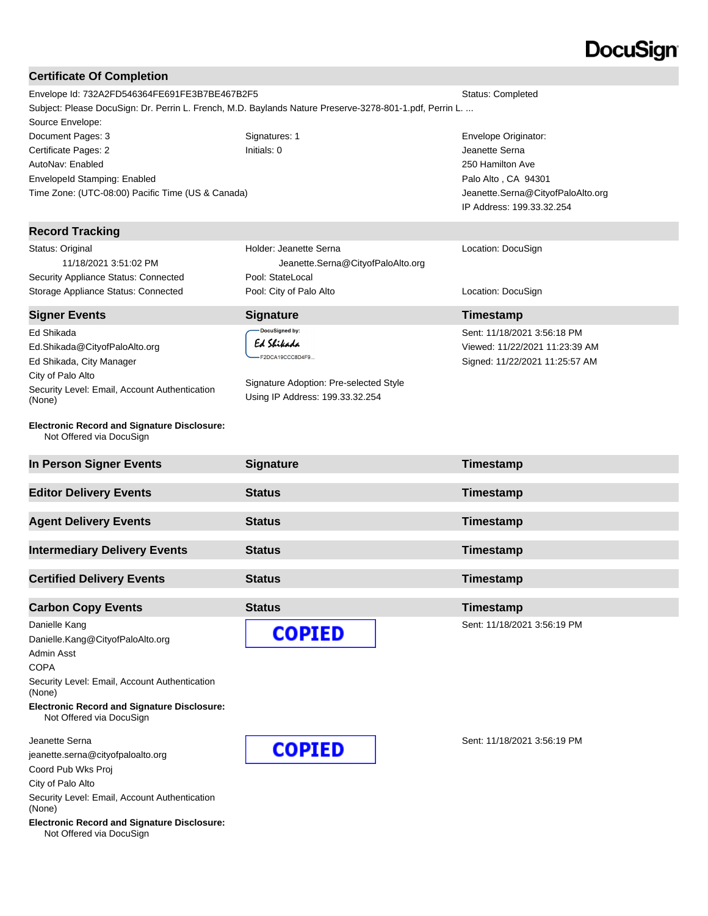DocuSign

## Certificate Of Completion

| | | |
|---|---|---|
| Envelope Id: 732A2FD546364FE691FE3B7BE467B2F5 | | Status: Completed |
| Subject: Please DocuSign: Dr. Perrin L. French, M.D. Baylands Nature Preserve-3278-801-1.pdf, Perrin L. ... | | |
| Source Envelope: | | |
| Document Pages: 3 | Signatures: 1 | Envelope Originator: |
| Certificate Pages: 2 | Initials: 0 | Jeanette Serna |
| AutoNav: Enabled | | 250 Hamilton Ave |
| EnvelopeId Stamping: Enabled | | Palo Alto , CA 94301 |
| Time Zone: (UTC-08:00) Pacific Time (US & Canada) | | Jeanette.Serna@CityofPaloAlto.org |
| | | IP Address: 199.33.32.254 |

## Record Tracking

| | | |
|---|---|---|
| Status: Original<br>11/18/2021 3:51:02 PM | Holder: Jeanette Serna<br>Jeanette.Serna@CityofPaloAlto.org | Location: DocuSign |
| Security Appliance Status: Connected | Pool: StateLocal | |
| Storage Appliance Status: Connected | Pool: City of Palo Alto | Location: DocuSign |

| Signer Events | Signature | Timestamp |
|---|---|---|
| Ed Shikada<br>Ed.Shikada@CityofPaloAlto.org<br>Ed Shikada, City Manager<br>City of Palo Alto<br>Security Level: Email, Account Authentication (None) | DocuSigned by: Ed Shikada<br>F2DCA19CCC8D4F9...<br><br>Signature Adoption: Pre-selected Style<br>Using IP Address: 199.33.32.254 | Sent: 11/18/2021 3:56:18 PM<br>Viewed: 11/22/2021 11:23:39 AM<br>Signed: 11/22/2021 11:25:57 AM |

**Electronic Record and Signature Disclosure:**
Not Offered via DocuSign

| In Person Signer Events | Signature | Timestamp |
|---|---|---|

| Editor Delivery Events | Status | Timestamp |
|---|---|---|

| Agent Delivery Events | Status | Timestamp |
|---|---|---|

| Intermediary Delivery Events | Status | Timestamp |
|---|---|---|

| Certified Delivery Events | Status | Timestamp |
|---|---|---|

| Carbon Copy Events | Status | Timestamp |
|---|---|---|
| Danielle Kang<br>Danielle.Kang@CityofPaloAlto.org<br>Admin Asst<br>COPA<br>Security Level: Email, Account Authentication (None) | COPIED | Sent: 11/18/2021 3:56:19 PM |

**Electronic Record and Signature Disclosure:**
Not Offered via DocuSign

| | | |
|---|---|---|
| Jeanette Serna<br>jeanette.serna@cityofpaloalto.org<br>Coord Pub Wks Proj<br>City of Palo Alto<br>Security Level: Email, Account Authentication (None) | COPIED | Sent: 11/18/2021 3:56:19 PM |

**Electronic Record and Signature Disclosure:**
Not Offered via DocuSign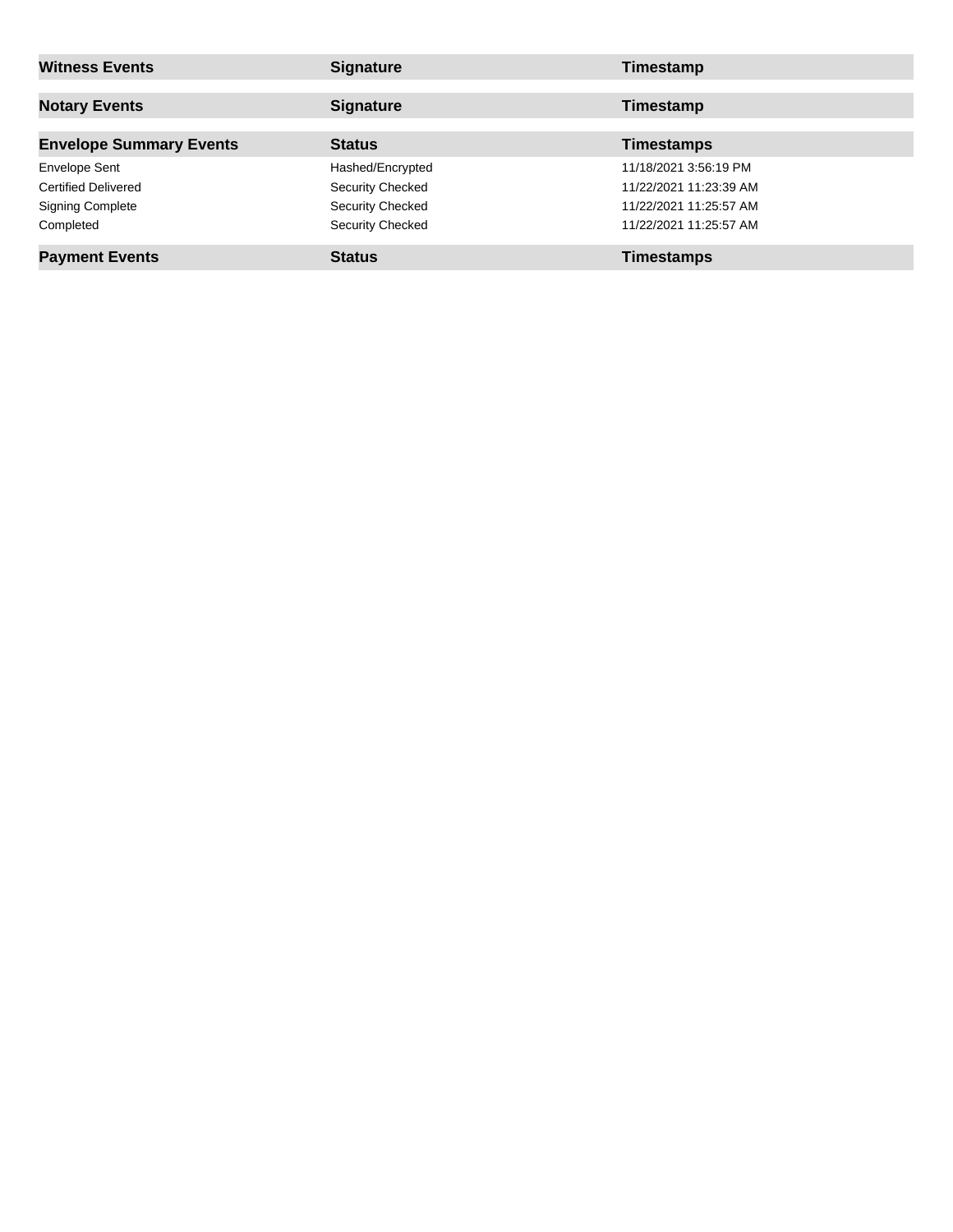| Witness Events | Signature | Timestamp |
| --- | --- | --- |

| Notary Events | Signature | Timestamp |
| --- | --- | --- |

| Envelope Summary Events | Status | Timestamps |
| --- | --- | --- |
| Envelope Sent | Hashed/Encrypted | 11/18/2021 3:56:19 PM |
| Certified Delivered | Security Checked | 11/22/2021 11:23:39 AM |
| Signing Complete | Security Checked | 11/22/2021 11:25:57 AM |
| Completed | Security Checked | 11/22/2021 11:25:57 AM |

| Payment Events | Status | Timestamps |
| --- | --- | --- |